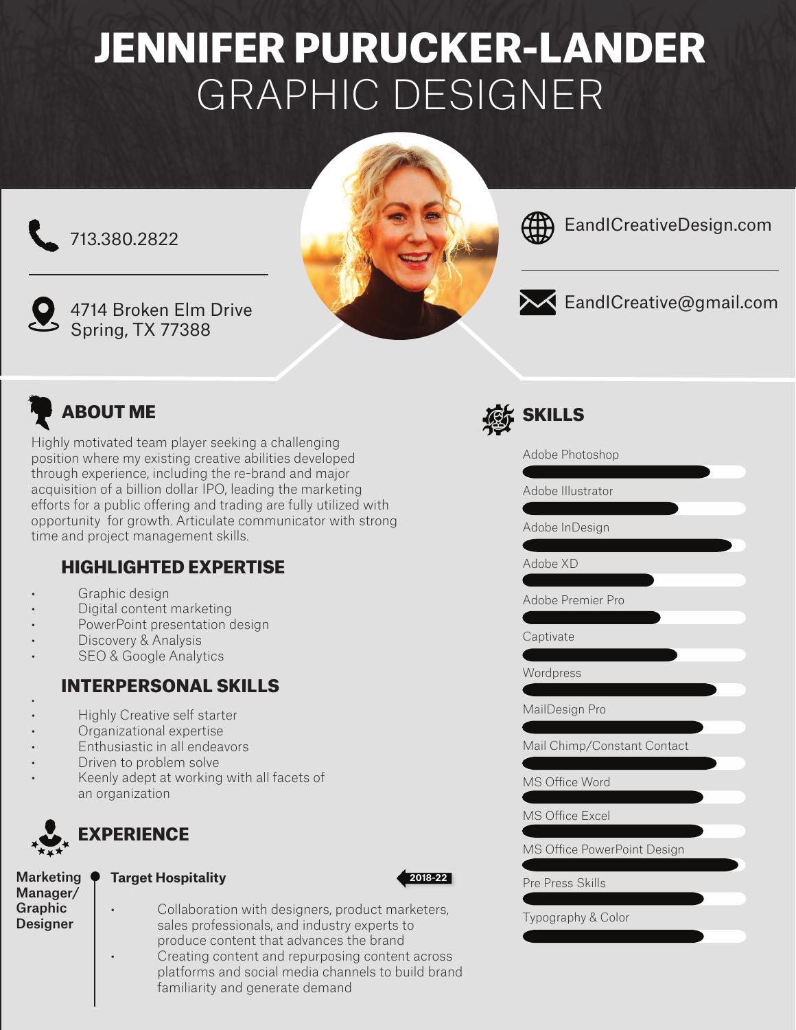# JENNIFER PURUCKER-LANDER

## GRAPHIC DESIGNER

713.380.2822

4714 Broken Elm Drive
Spring, TX 77388

EandICreativeDesign.com

EandICreative@gmail.com

## ABOUT ME

Highly motivated team player seeking a challenging position where my existing creative abilities developed through experience, including the re-brand and major acquisition of a billion dollar IPO, leading the marketing efforts for a public offering and trading are fully utilized with opportunity for growth. Articulate communicator with strong time and project management skills.

### HIGHLIGHTED EXPERTISE

- Graphic design
- Digital content marketing
- PowerPoint presentation design
- Discovery & Analysis
- SEO & Google Analytics

### INTERPERSONAL SKILLS

- Highly Creative self starter
- Organizational expertise
- Enthusiastic in all endeavors
- Driven to problem solve
- Keenly adept at working with all facets of an organization

## EXPERIENCE

**Marketing Manager/ Graphic Designer**

**Target Hospitality** — 2018-22

- Collaboration with designers, product marketers, sales professionals, and industry experts to produce content that advances the brand
- Creating content and repurposing content across platforms and social media channels to build brand familiarity and generate demand

## SKILLS

- Adobe Photoshop
- Adobe Illustrator
- Adobe InDesign
- Adobe XD
- Adobe Premier Pro
- Captivate
- Wordpress
- MailDesign Pro
- Mail Chimp/Constant Contact
- MS Office Word
- MS Office Excel
- MS Office PowerPoint Design
- Pre Press Skills
- Typography & Color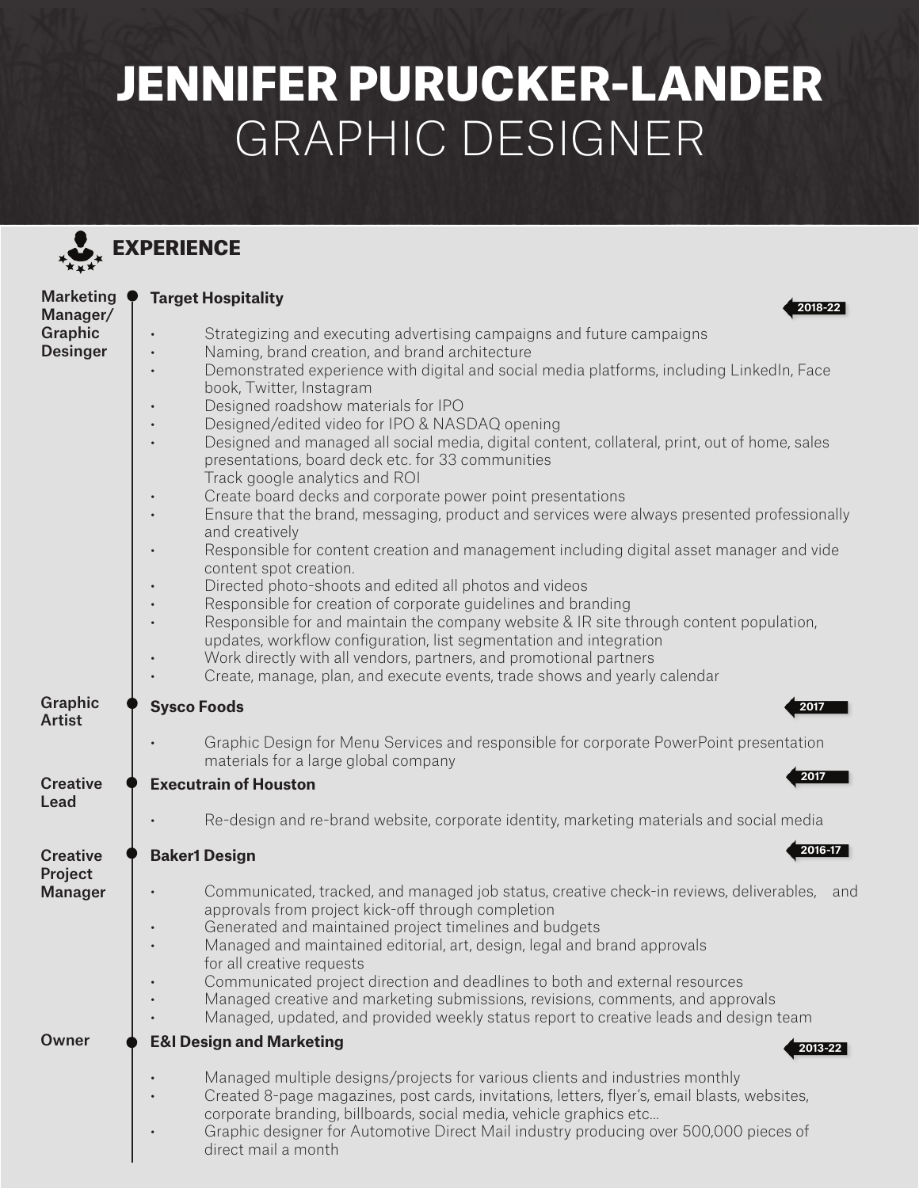# JENNIFER PURUCKER-LANDER
## GRAPHIC DESIGNER

## EXPERIENCE

**Marketing Manager/ Graphic Desinger**

### Target Hospitality
2018-22

- Strategizing and executing advertising campaigns and future campaigns
- Naming, brand creation, and brand architecture
- Demonstrated experience with digital and social media platforms, including LinkedIn, Face book, Twitter, Instagram
- Designed roadshow materials for IPO
- Designed/edited video for IPO & NASDAQ opening
- Designed and managed all social media, digital content, collateral, print, out of home, sales presentations, board deck etc. for 33 communities
  Track google analytics and ROI
- Create board decks and corporate power point presentations
- Ensure that the brand, messaging, product and services were always presented professionally and creatively
- Responsible for content creation and management including digital asset manager and vide content spot creation.
- Directed photo-shoots and edited all photos and videos
- Responsible for creation of corporate guidelines and branding
- Responsible for and maintain the company website & IR site through content population, updates, workflow configuration, list segmentation and integration
- Work directly with all vendors, partners, and promotional partners
- Create, manage, plan, and execute events, trade shows and yearly calendar

**Graphic Artist**

### Sysco Foods
2017

- Graphic Design for Menu Services and responsible for corporate PowerPoint presentation materials for a large global company

**Creative Lead**

### Executrain of Houston
2017

- Re-design and re-brand website, corporate identity, marketing materials and social media

**Creative Project Manager**

### Baker1 Design
2016-17

- Communicated, tracked, and managed job status, creative check-in reviews, deliverables, and approvals from project kick-off through completion
- Generated and maintained project timelines and budgets
- Managed and maintained editorial, art, design, legal and brand approvals for all creative requests
- Communicated project direction and deadlines to both and external resources
- Managed creative and marketing submissions, revisions, comments, and approvals
- Managed, updated, and provided weekly status report to creative leads and design team

**Owner**

### E&I Design and Marketing
2013-22

- Managed multiple designs/projects for various clients and industries monthly
- Created 8-page magazines, post cards, invitations, letters, flyer's, email blasts, websites, corporate branding, billboards, social media, vehicle graphics etc...
- Graphic designer for Automotive Direct Mail industry producing over 500,000 pieces of direct mail a month